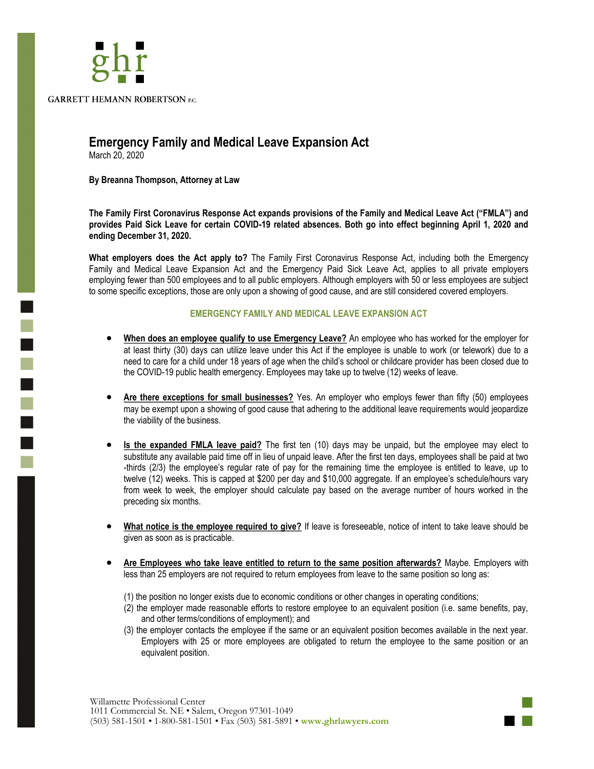GARRETT HEMANN ROBERTSON P.C.

# Emergency Family and Medical Leave Expansion Act

March 20, 2020

**By Breanna Thompson, Attorney at Law**

**The Family First Coronavirus Response Act expands provisions of the Family and Medical Leave Act ("FMLA") and provides Paid Sick Leave for certain COVID-19 related absences. Both go into effect beginning April 1, 2020 and ending December 31, 2020.**

**What employers does the Act apply to?** The Family First Coronavirus Response Act, including both the Emergency Family and Medical Leave Expansion Act and the Emergency Paid Sick Leave Act, applies to all private employers employing fewer than 500 employees and to all public employers. Although employers with 50 or less employees are subject to some specific exceptions, those are only upon a showing of good cause, and are still considered covered employers.

## EMERGENCY FAMILY AND MEDICAL LEAVE EXPANSION ACT

- **When does an employee qualify to use Emergency Leave?** An employee who has worked for the employer for at least thirty (30) days can utilize leave under this Act if the employee is unable to work (or telework) due to a need to care for a child under 18 years of age when the child's school or childcare provider has been closed due to the COVID-19 public health emergency. Employees may take up to twelve (12) weeks of leave.

- **Are there exceptions for small businesses?** Yes. An employer who employs fewer than fifty (50) employees may be exempt upon a showing of good cause that adhering to the additional leave requirements would jeopardize the viability of the business.

- **Is the expanded FMLA leave paid?** The first ten (10) days may be unpaid, but the employee may elect to substitute any available paid time off in lieu of unpaid leave. After the first ten days, employees shall be paid at two -thirds (2/3) the employee's regular rate of pay for the remaining time the employee is entitled to leave, up to twelve (12) weeks. This is capped at $200 per day and $10,000 aggregate. If an employee's schedule/hours vary from week to week, the employer should calculate pay based on the average number of hours worked in the preceding six months.

- **What notice is the employee required to give?** If leave is foreseeable, notice of intent to take leave should be given as soon as is practicable.

- **Are Employees who take leave entitled to return to the same position afterwards?** Maybe. Employers with less than 25 employers are not required to return employees from leave to the same position so long as:

  (1) the position no longer exists due to economic conditions or other changes in operating conditions;
  (2) the employer made reasonable efforts to restore employee to an equivalent position (i.e. same benefits, pay, and other terms/conditions of employment); and
  (3) the employer contacts the employee if the same or an equivalent position becomes available in the next year. Employers with 25 or more employees are obligated to return the employee to the same position or an equivalent position.

Willamette Professional Center
1011 Commercial St. NE • Salem, Oregon 97301-1049
(503) 581-1501 • 1-800-581-1501 • Fax (503) 581-5891 • www.ghrlawyers.com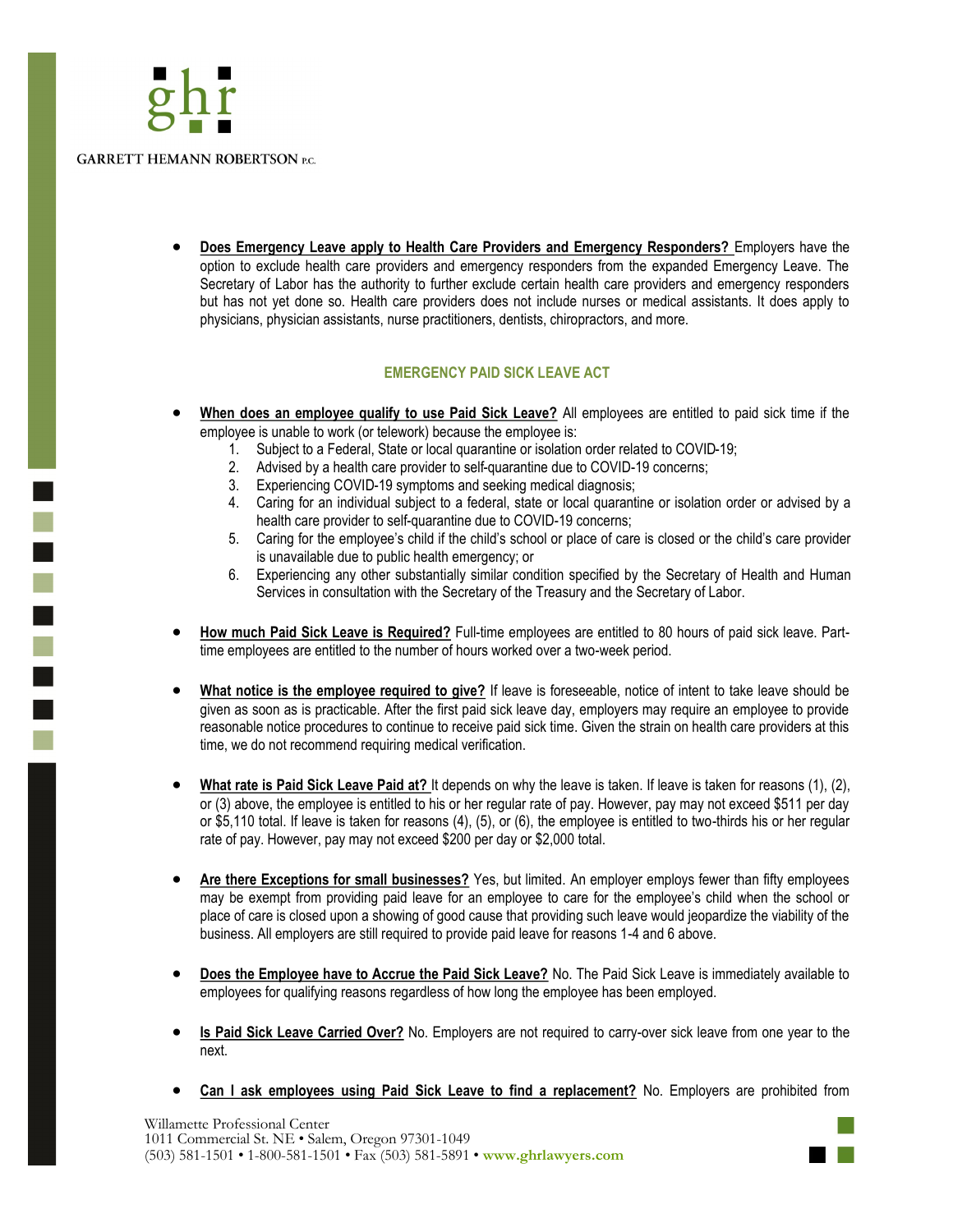- **Does Emergency Leave apply to Health Care Providers and Emergency Responders?** Employers have the option to exclude health care providers and emergency responders from the expanded Emergency Leave. The Secretary of Labor has the authority to further exclude certain health care providers and emergency responders but has not yet done so. Health care providers does not include nurses or medical assistants. It does apply to physicians, physician assistants, nurse practitioners, dentists, chiropractors, and more.

## EMERGENCY PAID SICK LEAVE ACT

- **When does an employee qualify to use Paid Sick Leave?** All employees are entitled to paid sick time if the employee is unable to work (or telework) because the employee is:
  1. Subject to a Federal, State or local quarantine or isolation order related to COVID-19;
  2. Advised by a health care provider to self-quarantine due to COVID-19 concerns;
  3. Experiencing COVID-19 symptoms and seeking medical diagnosis;
  4. Caring for an individual subject to a federal, state or local quarantine or isolation order or advised by a health care provider to self-quarantine due to COVID-19 concerns;
  5. Caring for the employee's child if the child's school or place of care is closed or the child's care provider is unavailable due to public health emergency; or
  6. Experiencing any other substantially similar condition specified by the Secretary of Health and Human Services in consultation with the Secretary of the Treasury and the Secretary of Labor.

- **How much Paid Sick Leave is Required?** Full-time employees are entitled to 80 hours of paid sick leave. Part-time employees are entitled to the number of hours worked over a two-week period.

- **What notice is the employee required to give?** If leave is foreseeable, notice of intent to take leave should be given as soon as is practicable. After the first paid sick leave day, employers may require an employee to provide reasonable notice procedures to continue to receive paid sick time. Given the strain on health care providers at this time, we do not recommend requiring medical verification.

- **What rate is Paid Sick Leave Paid at?** It depends on why the leave is taken. If leave is taken for reasons (1), (2), or (3) above, the employee is entitled to his or her regular rate of pay. However, pay may not exceed $511 per day or $5,110 total. If leave is taken for reasons (4), (5), or (6), the employee is entitled to two-thirds his or her regular rate of pay. However, pay may not exceed $200 per day or $2,000 total.

- **Are there Exceptions for small businesses?** Yes, but limited. An employer employs fewer than fifty employees may be exempt from providing paid leave for an employee to care for the employee's child when the school or place of care is closed upon a showing of good cause that providing such leave would jeopardize the viability of the business. All employers are still required to provide paid leave for reasons 1-4 and 6 above.

- **Does the Employee have to Accrue the Paid Sick Leave?** No. The Paid Sick Leave is immediately available to employees for qualifying reasons regardless of how long the employee has been employed.

- **Is Paid Sick Leave Carried Over?** No. Employers are not required to carry-over sick leave from one year to the next.

- **Can I ask employees using Paid Sick Leave to find a replacement?** No. Employers are prohibited from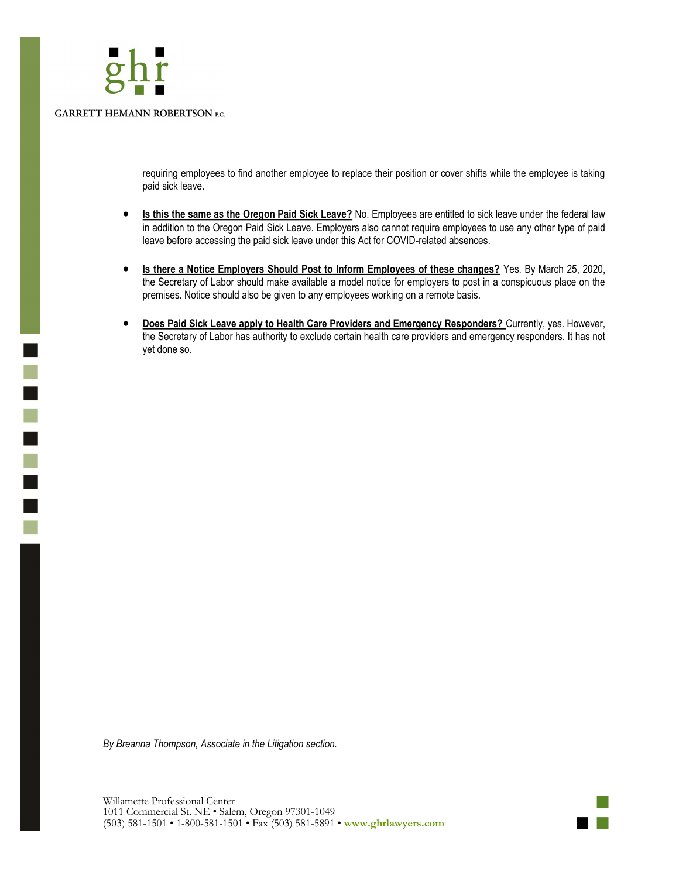requiring employees to find another employee to replace their position or cover shifts while the employee is taking paid sick leave.

- **Is this the same as the Oregon Paid Sick Leave?** No. Employees are entitled to sick leave under the federal law in addition to the Oregon Paid Sick Leave. Employers also cannot require employees to use any other type of paid leave before accessing the paid sick leave under this Act for COVID-related absences.

- **Is there a Notice Employers Should Post to Inform Employees of these changes?** Yes. By March 25, 2020, the Secretary of Labor should make available a model notice for employers to post in a conspicuous place on the premises. Notice should also be given to any employees working on a remote basis.

- **Does Paid Sick Leave apply to Health Care Providers and Emergency Responders?** Currently, yes. However, the Secretary of Labor has authority to exclude certain health care providers and emergency responders. It has not yet done so.

*By Breanna Thompson, Associate in the Litigation section.*